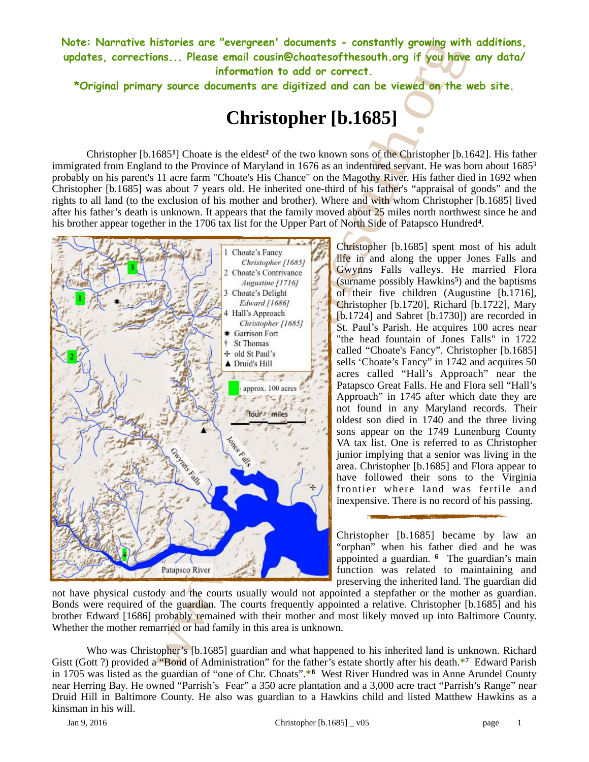**Note: Narrative histories are "evergreen' documents - constantly growing with additions, updates, corrections... Please email cousin@choatesofthesouth.org if you have any data/ information to add or correct.**

***Original primary source documents are digitized and can be viewed on the web site.**

# Christopher [b.1685]

Christopher [b.1685[1]] Choate is the eldest[2] of the two known sons of the Christopher [b.1642]. His father immigrated from England to the Province of Maryland in 1676 as an indentured servant. He was born about 1685[3] probably on his parent's 11 acre farm "Choate's His Chance" on the Magothy River. His father died in 1692 when Christopher [b.1685] was about 7 years old. He inherited one-third of his father's "appraisal of goods" and the rights to all land (to the exclusion of his mother and brother). Where and with whom Christopher [b.1685] lived after his father's death is unknown. It appears that the family moved about 25 miles north northwest since he and his brother appear together in the 1706 tax list for the Upper Part of North Side of Patapsco Hundred[4].

1 Choate's Fancy *Christopher [1685]*
2 Choate's Contrivance *Augustine [1716]*
3 Choate's Delight *Edward [1686]*
4 Hall's Approach *Christopher [1685]*
✱ Garrison Fort
† St Thomas
✢ old St Paul's
▲ Druid's Hill

approx. 100 acres

four miles

Gwynns Falls

Jones Falls

Patapsco River

Christopher [b.1685] spent most of his adult life in and along the upper Jones Falls and Gwynns Falls valleys. He married Flora (surname possibly Hawkins[5]) and the baptisms of their five children (Augustine [b.1716], Christopher [b.1720], Richard [b.1722], Mary [b.1724] and Sabret [b.1730]) are recorded in St. Paul's Parish. He acquires 100 acres near "the head fountain of Jones Falls" in 1722 called "Choate's Fancy". Christopher [b.1685] sells 'Choate's Fancy" in 1742 and acquires 50 acres called "Hall's Approach" near the Patapsco Great Falls. He and Flora sell "Hall's Approach" in 1745 after which date they are not found in any Maryland records. Their oldest son died in 1740 and the three living sons appear on the 1749 Lunenburg County VA tax list. One is referred to as Christopher junior implying that a senior was living in the area. Christopher [b.1685] and Flora appear to have followed their sons to the Virginia frontier where land was fertile and inexpensive. There is no record of his passing.

Christopher [b.1685] became by law an "orphan" when his father died and he was appointed a guardian. [6] The guardian's main function was related to maintaining and preserving the inherited land. The guardian did not have physical custody and the courts usually would not appoint a stepfather or the mother as guardian. Bonds were required of the guardian. The courts frequently appointed a relative. Christopher [b.1685] and his brother Edward [1686] probably remained with their mother and most likely moved up into Baltimore County. Whether the mother remarried or had family in this area is unknown.

Who was Christopher's [b.1685] guardian and what happened to his inherited land is unknown. Richard Gistt (Gott ?) provided a "Bond of Administration" for the father's estate shortly after his death.*[7] Edward Parish in 1705 was listed as the guardian of "one of Chr. Choats".*[8] West River Hundred was in Anne Arundel County near Herring Bay. He owned "Parrish's Fear" a 350 acre plantation and a 3,000 acre tract "Parrish's Range" near Druid Hill in Baltimore County. He also was guardian to a Hawkins child and listed Matthew Hawkins as a kinsman in his will.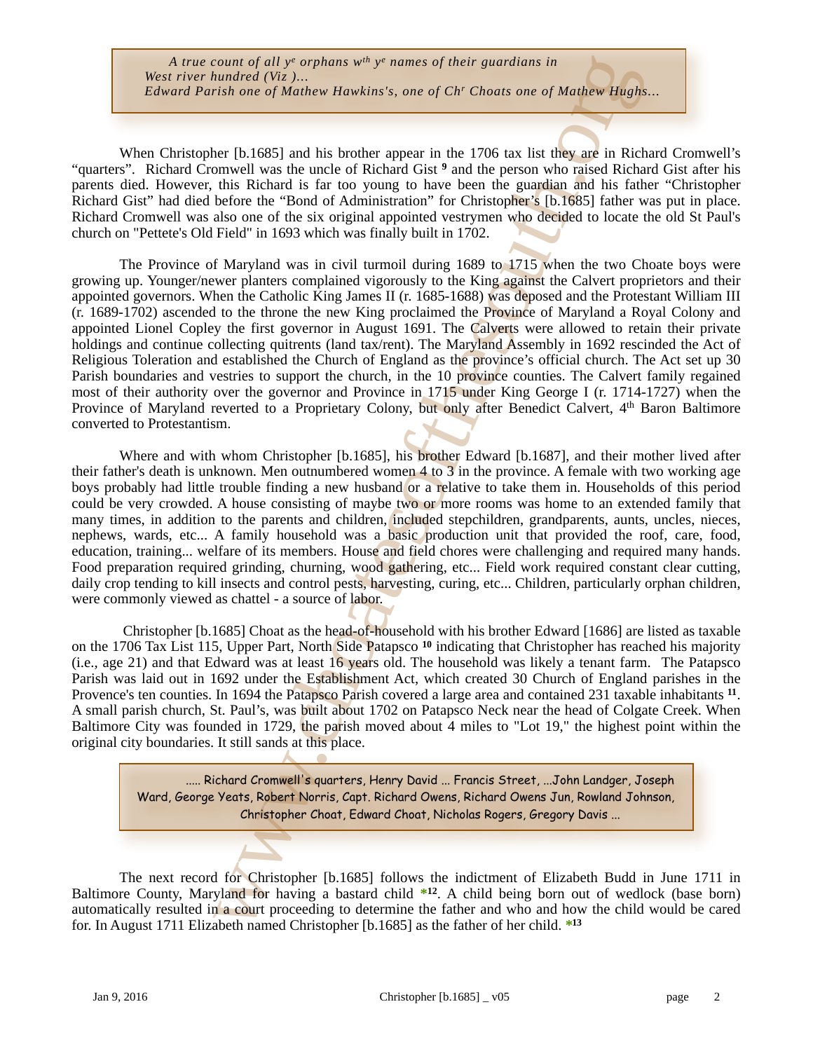> *A true count of all yᵉ orphans wᵗʰ yᵉ names of their guardians in West river hundred (Viz )... Edward Parish one of Mathew Hawkins's, one of Chʳ Choats one of Mathew Hughs...*

When Christopher [b.1685] and his brother appear in the 1706 tax list they are in Richard Cromwell's "quarters". Richard Cromwell was the uncle of Richard Gist [9] and the person who raised Richard Gist after his parents died. However, this Richard is far too young to have been the guardian and his father "Christopher Richard Gist" had died before the "Bond of Administration" for Christopher's [b.1685] father was put in place. Richard Cromwell was also one of the six original appointed vestrymen who decided to locate the old St Paul's church on "Pettete's Old Field" in 1693 which was finally built in 1702.

The Province of Maryland was in civil turmoil during 1689 to 1715 when the two Choate boys were growing up. Younger/newer planters complained vigorously to the King against the Calvert proprietors and their appointed governors. When the Catholic King James II (r. 1685-1688) was deposed and the Protestant William III (r. 1689-1702) ascended to the throne the new King proclaimed the Province of Maryland a Royal Colony and appointed Lionel Copley the first governor in August 1691. The Calverts were allowed to retain their private holdings and continue collecting quitrents (land tax/rent). The Maryland Assembly in 1692 rescinded the Act of Religious Toleration and established the Church of England as the province's official church. The Act set up 30 Parish boundaries and vestries to support the church, in the 10 province counties. The Calvert family regained most of their authority over the governor and Province in 1715 under King George I (r. 1714-1727) when the Province of Maryland reverted to a Proprietary Colony, but only after Benedict Calvert, 4ᵗʰ Baron Baltimore converted to Protestantism.

Where and with whom Christopher [b.1685], his brother Edward [b.1687], and their mother lived after their father's death is unknown. Men outnumbered women 4 to 3 in the province. A female with two working age boys probably had little trouble finding a new husband or a relative to take them in. Households of this period could be very crowded. A house consisting of maybe two or more rooms was home to an extended family that many times, in addition to the parents and children, included stepchildren, grandparents, aunts, uncles, nieces, nephews, wards, etc... A family household was a basic production unit that provided the roof, care, food, education, training... welfare of its members. House and field chores were challenging and required many hands. Food preparation required grinding, churning, wood gathering, etc... Field work required constant clear cutting, daily crop tending to kill insects and control pests, harvesting, curing, etc... Children, particularly orphan children, were commonly viewed as chattel - a source of labor.

Christopher [b.1685] Choat as the head-of-household with his brother Edward [1686] are listed as taxable on the 1706 Tax List 115, Upper Part, North Side Patapsco [10] indicating that Christopher has reached his majority (i.e., age 21) and that Edward was at least 16 years old. The household was likely a tenant farm. The Patapsco Parish was laid out in 1692 under the Establishment Act, which created 30 Church of England parishes in the Provence's ten counties. In 1694 the Patapsco Parish covered a large area and contained 231 taxable inhabitants [11]. A small parish church, St. Paul's, was built about 1702 on Patapsco Neck near the head of Colgate Creek. When Baltimore City was founded in 1729, the parish moved about 4 miles to "Lot 19," the highest point within the original city boundaries. It still sands at this place.

> ..... Richard Cromwell's quarters, Henry David ... Francis Street, ...John Landger, Joseph Ward, George Yeats, Robert Norris, Capt. Richard Owens, Richard Owens Jun, Rowland Johnson, Christopher Choat, Edward Choat, Nicholas Rogers, Gregory Davis ...

The next record for Christopher [b.1685] follows the indictment of Elizabeth Budd in June 1711 in Baltimore County, Maryland for having a bastard child *[12]. A child being born out of wedlock (base born) automatically resulted in a court proceeding to determine the father and who and how the child would be cared for. In August 1711 Elizabeth named Christopher [b.1685] as the father of her child. *[13]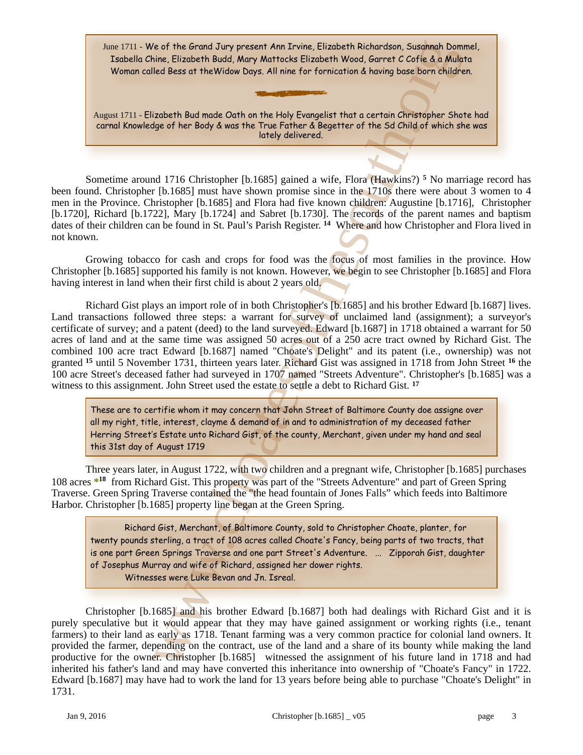> June 1711 - We of the Grand Jury present Ann Irvine, Elizabeth Richardson, Susannah Dommel, Isabella Chine, Elizabeth Budd, Mary Mattocks Elizabeth Wood, Garret C Cofie & a Mulata Woman called Bess at theWidow Days. All nine for fornication & having base born children.
>
> August 1711 - Elizabeth Bud made Oath on the Holy Evangelist that a certain Christopher Shote had carnal Knowledge of her Body & was the True Father & Begetter of the Sd Child of which she was lately delivered.

Sometime around 1716 Christopher [b.1685] gained a wife, Flora (Hawkins?) [5] No marriage record has been found. Christopher [b.1685] must have shown promise since in the 1710s there were about 3 women to 4 men in the Province. Christopher [b.1685] and Flora had five known children: Augustine [b.1716], Christopher [b.1720], Richard [b.1722], Mary [b.1724] and Sabret [b.1730]. The records of the parent names and baptism dates of their children can be found in St. Paul's Parish Register. [14] Where and how Christopher and Flora lived in not known.

Growing tobacco for cash and crops for food was the focus of most families in the province. How Christopher [b.1685] supported his family is not known. However, we begin to see Christopher [b.1685] and Flora having interest in land when their first child is about 2 years old.

Richard Gist plays an import role of in both Christopher's [b.1685] and his brother Edward [b.1687] lives. Land transactions followed three steps: a warrant for survey of unclaimed land (assignment); a surveyor's certificate of survey; and a patent (deed) to the land surveyed. Edward [b.1687] in 1718 obtained a warrant for 50 acres of land and at the same time was assigned 50 acres out of a 250 acre tract owned by Richard Gist. The combined 100 acre tract Edward [b.1687] named "Choate's Delight" and its patent (i.e., ownership) was not granted [15] until 5 November 1731, thirteen years later. Richard Gist was assigned in 1718 from John Street [16] the 100 acre Street's deceased father had surveyed in 1707 named "Streets Adventure". Christopher's [b.1685] was a witness to this assignment. John Street used the estate to settle a debt to Richard Gist. [17]

> These are to certifie whom it may concern that John Street of Baltimore County doe assigne over all my right, title, interest, clayme & demand of in and to administration of my deceased father Herring Street's Estate unto Richard Gist, of the county, Merchant, given under my hand and seal this 31st day of August 1719

Three years later, in August 1722, with two children and a pregnant wife, Christopher [b.1685] purchases 108 acres *[18] from Richard Gist. This property was part of the "Streets Adventure" and part of Green Spring Traverse. Green Spring Traverse contained the "the head fountain of Jones Falls" which feeds into Baltimore Harbor. Christopher [b.1685] property line began at the Green Spring.

> Richard Gist, Merchant, of Baltimore County, sold to Christopher Choate, planter, for twenty pounds sterling, a tract of 108 acres called Choate's Fancy, being parts of two tracts, that is one part Green Springs Traverse and one part Street's Adventure. ... Zipporah Gist, daughter of Josephus Murray and wife of Richard, assigned her dower rights.
> Witnesses were Luke Bevan and Jn. Isreal.

Christopher [b.1685] and his brother Edward [b.1687] both had dealings with Richard Gist and it is purely speculative but it would appear that they may have gained assignment or working rights (i.e., tenant farmers) to their land as early as 1718. Tenant farming was a very common practice for colonial land owners. It provided the farmer, depending on the contract, use of the land and a share of its bounty while making the land productive for the owner. Christopher [b.1685] witnessed the assignment of his future land in 1718 and had inherited his father's land and may have converted this inheritance into ownership of "Choate's Fancy" in 1722. Edward [b.1687] may have had to work the land for 13 years before being able to purchase "Choate's Delight" in 1731.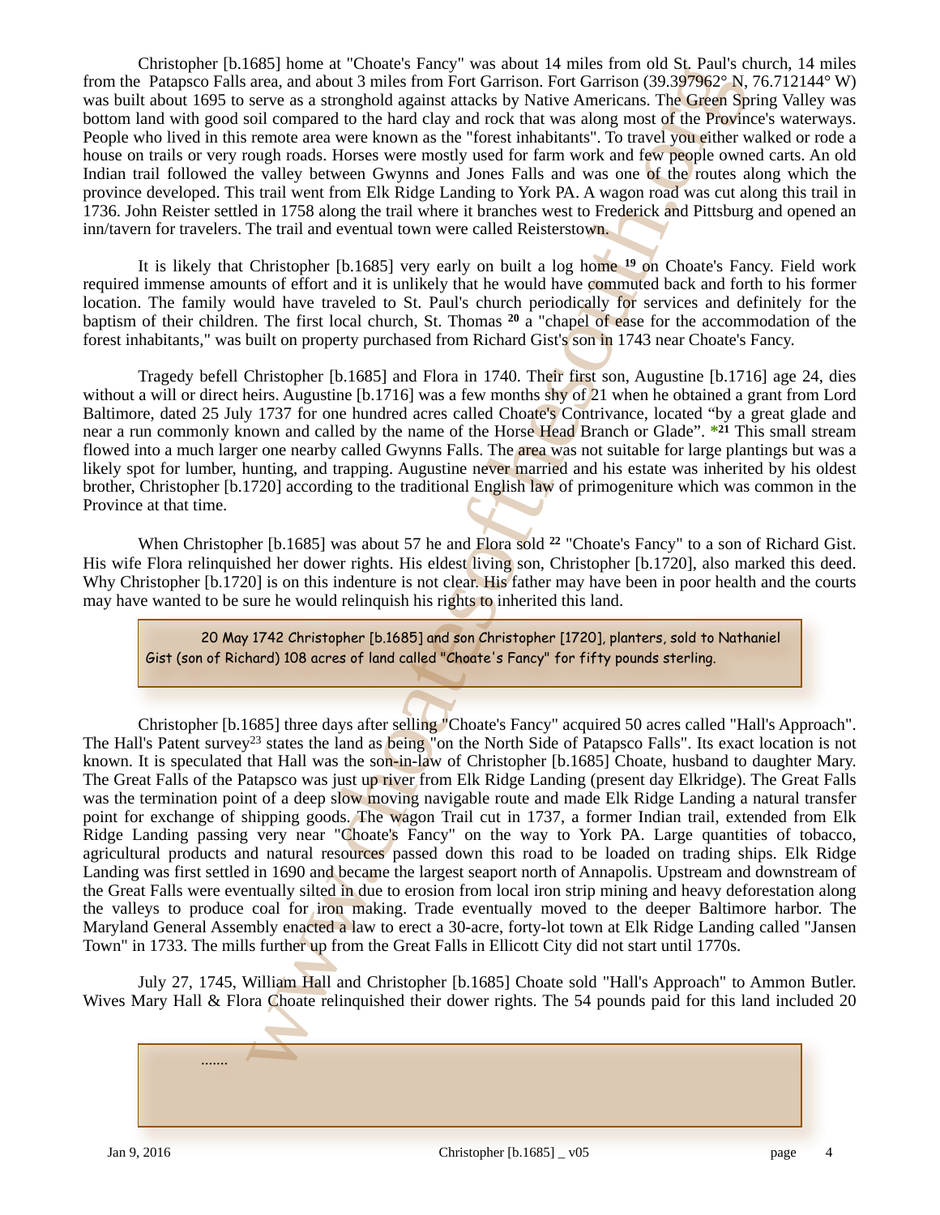Christopher [b.1685] home at "Choate's Fancy" was about 14 miles from old St. Paul's church, 14 miles from the Patapsco Falls area, and about 3 miles from Fort Garrison. Fort Garrison (39.397962° N, 76.712144° W) was built about 1695 to serve as a stronghold against attacks by Native Americans. The Green Spring Valley was bottom land with good soil compared to the hard clay and rock that was along most of the Province's waterways. People who lived in this remote area were known as the "forest inhabitants". To travel you either walked or rode a house on trails or very rough roads. Horses were mostly used for farm work and few people owned carts. An old Indian trail followed the valley between Gwynns and Jones Falls and was one of the routes along which the province developed. This trail went from Elk Ridge Landing to York PA. A wagon road was cut along this trail in 1736. John Reister settled in 1758 along the trail where it branches west to Frederick and Pittsburg and opened an inn/tavern for travelers. The trail and eventual town were called Reisterstown.

It is likely that Christopher [b.1685] very early on built a log home [19] on Choate's Fancy. Field work required immense amounts of effort and it is unlikely that he would have commuted back and forth to his former location. The family would have traveled to St. Paul's church periodically for services and definitely for the baptism of their children. The first local church, St. Thomas [20] a "chapel of ease for the accommodation of the forest inhabitants," was built on property purchased from Richard Gist's son in 1743 near Choate's Fancy.

Tragedy befell Christopher [b.1685] and Flora in 1740. Their first son, Augustine [b.1716] age 24, dies without a will or direct heirs. Augustine [b.1716] was a few months shy of 21 when he obtained a grant from Lord Baltimore, dated 25 July 1737 for one hundred acres called Choate's Contrivance, located "by a great glade and near a run commonly known and called by the name of the Horse Head Branch or Glade". *[21] This small stream flowed into a much larger one nearby called Gwynns Falls. The area was not suitable for large plantings but was a likely spot for lumber, hunting, and trapping. Augustine never married and his estate was inherited by his oldest brother, Christopher [b.1720] according to the traditional English law of primogeniture which was common in the Province at that time.

When Christopher [b.1685] was about 57 he and Flora sold [22] "Choate's Fancy" to a son of Richard Gist. His wife Flora relinquished her dower rights. His eldest living son, Christopher [b.1720], also marked this deed. Why Christopher [b.1720] is on this indenture is not clear. His father may have been in poor health and the courts may have wanted to be sure he would relinquish his rights to inherited this land.

> 20 May 1742 Christopher [b.1685] and son Christopher [1720], planters, sold to Nathaniel Gist (son of Richard) 108 acres of land called "Choate's Fancy" for fifty pounds sterling.

Christopher [b.1685] three days after selling "Choate's Fancy" acquired 50 acres called "Hall's Approach". The Hall's Patent survey[23] states the land as being "on the North Side of Patapsco Falls". Its exact location is not known. It is speculated that Hall was the son-in-law of Christopher [b.1685] Choate, husband to daughter Mary. The Great Falls of the Patapsco was just up river from Elk Ridge Landing (present day Elkridge). The Great Falls was the termination point of a deep slow moving navigable route and made Elk Ridge Landing a natural transfer point for exchange of shipping goods. The wagon Trail cut in 1737, a former Indian trail, extended from Elk Ridge Landing passing very near "Choate's Fancy" on the way to York PA. Large quantities of tobacco, agricultural products and natural resources passed down this road to be loaded on trading ships. Elk Ridge Landing was first settled in 1690 and became the largest seaport north of Annapolis. Upstream and downstream of the Great Falls were eventually silted in due to erosion from local iron strip mining and heavy deforestation along the valleys to produce coal for iron making. Trade eventually moved to the deeper Baltimore harbor. The Maryland General Assembly enacted a law to erect a 30-acre, forty-lot town at Elk Ridge Landing called "Jansen Town" in 1733. The mills further up from the Great Falls in Ellicott City did not start until 1770s.

July 27, 1745, William Hall and Christopher [b.1685] Choate sold "Hall's Approach" to Ammon Butler. Wives Mary Hall & Flora Choate relinquished their dower rights. The 54 pounds paid for this land included 20

> .......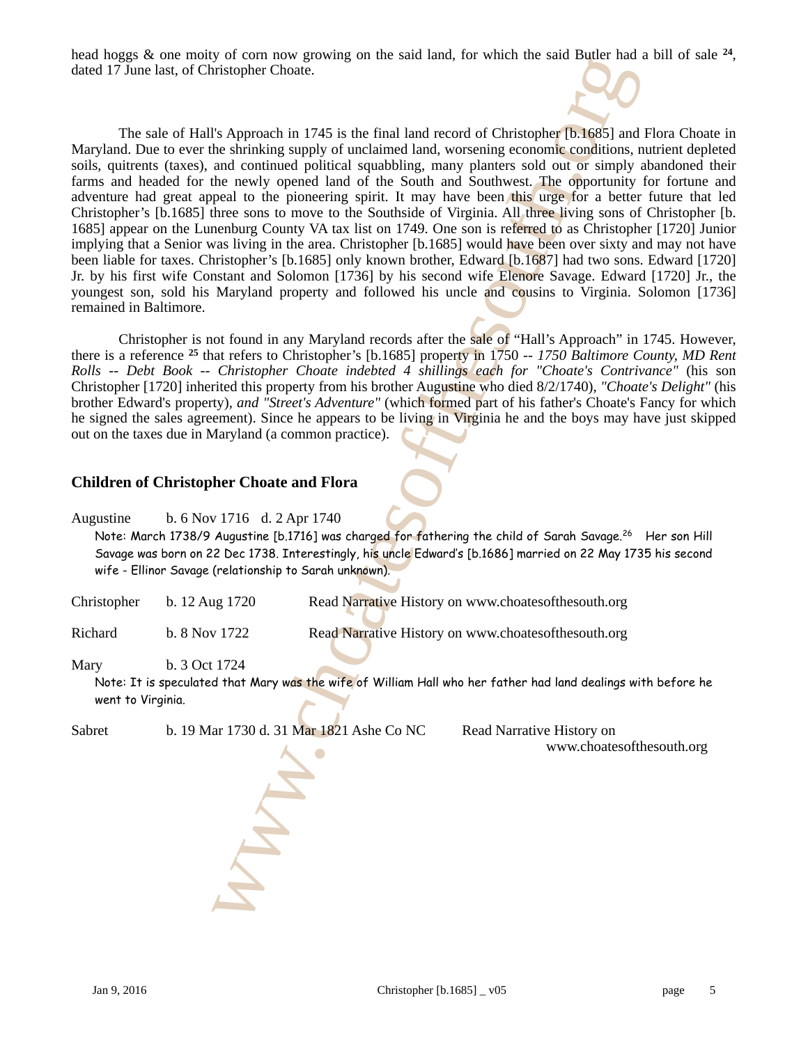head hoggs & one moity of corn now growing on the said land, for which the said Butler had a bill of sale [24], dated 17 June last, of Christopher Choate.

The sale of Hall's Approach in 1745 is the final land record of Christopher [b.1685] and Flora Choate in Maryland. Due to ever the shrinking supply of unclaimed land, worsening economic conditions, nutrient depleted soils, quitrents (taxes), and continued political squabbling, many planters sold out or simply abandoned their farms and headed for the newly opened land of the South and Southwest. The opportunity for fortune and adventure had great appeal to the pioneering spirit. It may have been this urge for a better future that led Christopher's [b.1685] three sons to move to the Southside of Virginia. All three living sons of Christopher [b. 1685] appear on the Lunenburg County VA tax list on 1749. One son is referred to as Christopher [1720] Junior implying that a Senior was living in the area. Christopher [b.1685] would have been over sixty and may not have been liable for taxes. Christopher's [b.1685] only known brother, Edward [b.1687] had two sons. Edward [1720] Jr. by his first wife Constant and Solomon [1736] by his second wife Elenore Savage. Edward [1720] Jr., the youngest son, sold his Maryland property and followed his uncle and cousins to Virginia. Solomon [1736] remained in Baltimore.

Christopher is not found in any Maryland records after the sale of "Hall's Approach" in 1745. However, there is a reference [25] that refers to Christopher's [b.1685] property in 1750 -- *1750 Baltimore County, MD Rent Rolls -- Debt Book -- Christopher Choate indebted 4 shillings each for "Choate's Contrivance"* (his son Christopher [1720] inherited this property from his brother Augustine who died 8/2/1740), *"Choate's Delight"* (his brother Edward's property), *and "Street's Adventure"* (which formed part of his father's Choate's Fancy for which he signed the sales agreement). Since he appears to be living in Virginia he and the boys may have just skipped out on the taxes due in Maryland (a common practice).

## Children of Christopher Choate and Flora

Augustine b. 6 Nov 1716 d. 2 Apr 1740

Note: March 1738/9 Augustine [b.1716] was charged for fathering the child of Sarah Savage.[26] Her son Hill Savage was born on 22 Dec 1738. Interestingly, his uncle Edward's [b.1686] married on 22 May 1735 his second wife - Ellinor Savage (relationship to Sarah unknown).

Christopher b. 12 Aug 1720 Read Narrative History on www.choatesofthesouth.org

Richard b. 8 Nov 1722 Read Narrative History on www.choatesofthesouth.org

Mary b. 3 Oct 1724

Note: It is speculated that Mary was the wife of William Hall who her father had land dealings with before he went to Virginia.

Sabret b. 19 Mar 1730 d. 31 Mar 1821 Ashe Co NC Read Narrative History on www.choatesofthesouth.org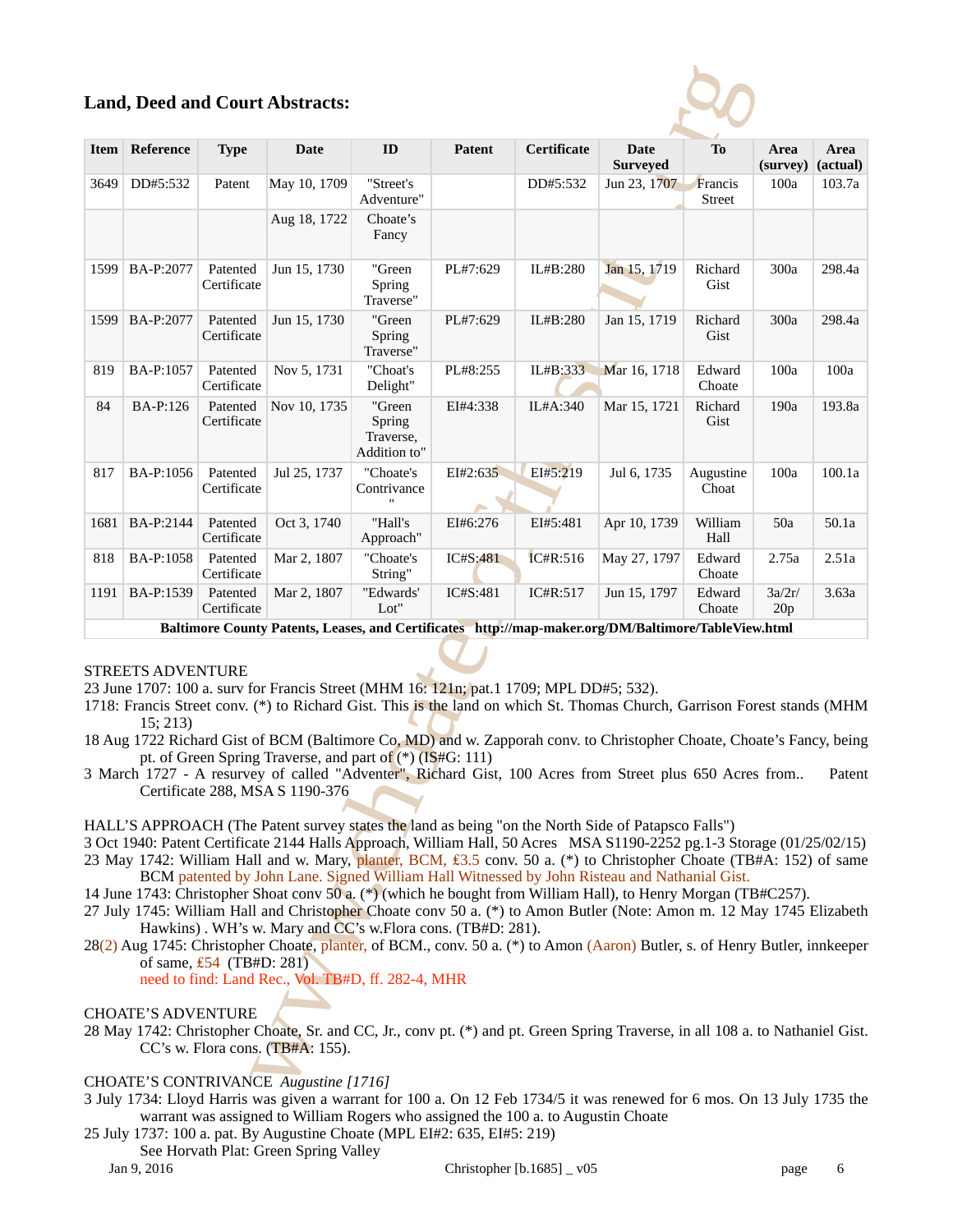## Land, Deed and Court Abstracts:

| Item | Reference | Type | Date | ID | Patent | Certificate | Date Surveyed | To | Area (survey) | Area (actual) |
|---|---|---|---|---|---|---|---|---|---|---|
| 3649 | DD#5:532 | Patent | May 10, 1709 | "Street's Adventure" | | DD#5:532 | Jun 23, 1707 | Francis Street | 100a | 103.7a |
| | | | Aug 18, 1722 | Choate's Fancy | | | | | | |
| 1599 | BA-P:2077 | Patented Certificate | Jun 15, 1730 | "Green Spring Traverse" | PL#7:629 | IL#B:280 | Jan 15, 1719 | Richard Gist | 300a | 298.4a |
| 1599 | BA-P:2077 | Patented Certificate | Jun 15, 1730 | "Green Spring Traverse" | PL#7:629 | IL#B:280 | Jan 15, 1719 | Richard Gist | 300a | 298.4a |
| 819 | BA-P:1057 | Patented Certificate | Nov 5, 1731 | "Choat's Delight" | PL#8:255 | IL#B:333 | Mar 16, 1718 | Edward Choate | 100a | 100a |
| 84 | BA-P:126 | Patented Certificate | Nov 10, 1735 | "Green Spring Traverse, Addition to" | EI#4:338 | IL#A:340 | Mar 15, 1721 | Richard Gist | 190a | 193.8a |
| 817 | BA-P:1056 | Patented Certificate | Jul 25, 1737 | "Choate's Contrivance" | EI#2:635 | EI#5:219 | Jul 6, 1735 | Augustine Choat | 100a | 100.1a |
| 1681 | BA-P:2144 | Patented Certificate | Oct 3, 1740 | "Hall's Approach" | EI#6:276 | EI#5:481 | Apr 10, 1739 | William Hall | 50a | 50.1a |
| 818 | BA-P:1058 | Patented Certificate | Mar 2, 1807 | "Choate's String" | IC#S:481 | IC#R:516 | May 27, 1797 | Edward Choate | 2.75a | 2.51a |
| 1191 | BA-P:1539 | Patented Certificate | Mar 2, 1807 | "Edwards' Lot" | IC#S:481 | IC#R:517 | Jun 15, 1797 | Edward Choate | 3a/2r/20p | 3.63a |

**Baltimore County Patents, Leases, and Certificates http://map-maker.org/DM/Baltimore/TableView.html**

STREETS ADVENTURE

23 June 1707: 100 a. surv for Francis Street (MHM 16: 121n; pat.1 1709; MPL DD#5; 532).

1718: Francis Street conv. (*) to Richard Gist. This is the land on which St. Thomas Church, Garrison Forest stands (MHM 15; 213)

18 Aug 1722 Richard Gist of BCM (Baltimore Co, MD) and w. Zapporah conv. to Christopher Choate, Choate's Fancy, being pt. of Green Spring Traverse, and part of (*) (IS#G: 111)

3 March 1727 - A resurvey of called "Adventer", Richard Gist, 100 Acres from Street plus 650 Acres from.. Patent Certificate 288, MSA S 1190-376

HALL'S APPROACH (The Patent survey states the land as being "on the North Side of Patapsco Falls")

3 Oct 1940: Patent Certificate 2144 Halls Approach, William Hall, 50 Acres MSA S1190-2252 pg.1-3 Storage (01/25/02/15)

23 May 1742: William Hall and w. Mary, planter, BCM, £3.5 conv. 50 a. (*) to Christopher Choate (TB#A: 152) of same BCM patented by John Lane. Signed William Hall Witnessed by John Risteau and Nathanial Gist.

14 June 1743: Christopher Shoat conv 50 a. (*) (which he bought from William Hall), to Henry Morgan (TB#C257).

27 July 1745: William Hall and Christopher Choate conv 50 a. (*) to Amon Butler (Note: Amon m. 12 May 1745 Elizabeth Hawkins) . WH's w. Mary and CC's w.Flora cons. (TB#D: 281).

28(2) Aug 1745: Christopher Choate, planter, of BCM., conv. 50 a. (*) to Amon (Aaron) Butler, s. of Henry Butler, innkeeper of same, £54 (TB#D: 281)
need to find: Land Rec., Vol. TB#D, ff. 282-4, MHR

CHOATE'S ADVENTURE

28 May 1742: Christopher Choate, Sr. and CC, Jr., conv pt. (*) and pt. Green Spring Traverse, in all 108 a. to Nathaniel Gist. CC's w. Flora cons. (TB#A: 155).

CHOATE'S CONTRIVANCE *Augustine [1716]*

3 July 1734: Lloyd Harris was given a warrant for 100 a. On 12 Feb 1734/5 it was renewed for 6 mos. On 13 July 1735 the warrant was assigned to William Rogers who assigned the 100 a. to Augustin Choate

25 July 1737: 100 a. pat. By Augustine Choate (MPL EI#2: 635, EI#5: 219)
See Horvath Plat: Green Spring Valley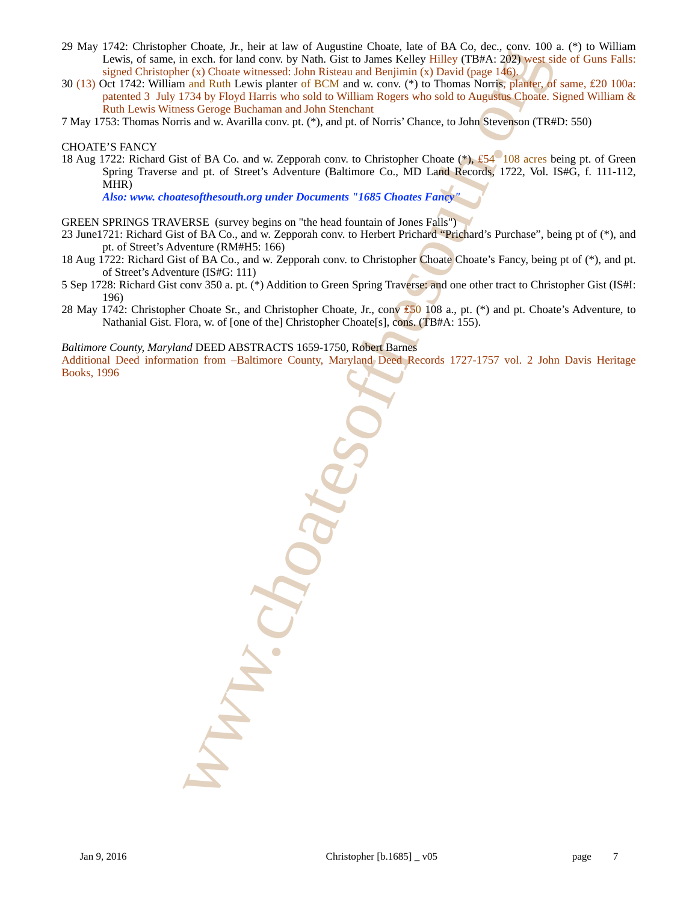29 May 1742: Christopher Choate, Jr., heir at law of Augustine Choate, late of BA Co, dec., conv. 100 a. (*) to William Lewis, of same, in exch. for land conv. by Nath. Gist to James Kelley Hilley (TB#A: 202) west side of Guns Falls: signed Christopher (x) Choate witnessed: John Risteau and Benjimin (x) David (page 146).

30 (13) Oct 1742: William and Ruth Lewis planter of BCM and w. conv. (*) to Thomas Norris, planter, of same, ₤20 100a: patented 3 July 1734 by Floyd Harris who sold to William Rogers who sold to Augustus Choate. Signed William & Ruth Lewis Witness Geroge Buchaman and John Stenchant

7 May 1753: Thomas Norris and w. Avarilla conv. pt. (*), and pt. of Norris' Chance, to John Stevenson (TR#D: 550)

CHOATE'S FANCY

18 Aug 1722: Richard Gist of BA Co. and w. Zepporah conv. to Christopher Choate (*), ₤54 108 acres being pt. of Green Spring Traverse and pt. of Street's Adventure (Baltimore Co., MD Land Records, 1722, Vol. IS#G, f. 111-112, MHR)

***Also: www. choatesofthesouth.org under Documents "1685 Choates Fancy"***

GREEN SPRINGS TRAVERSE (survey begins on "the head fountain of Jones Falls")

23 June1721: Richard Gist of BA Co., and w. Zepporah conv. to Herbert Prichard "Prichard's Purchase", being pt of (*), and pt. of Street's Adventure (RM#H5: 166)

18 Aug 1722: Richard Gist of BA Co., and w. Zepporah conv. to Christopher Choate Choate's Fancy, being pt of (*), and pt. of Street's Adventure (IS#G: 111)

5 Sep 1728: Richard Gist conv 350 a. pt. (*) Addition to Green Spring Traverse: and one other tract to Christopher Gist (IS#I: 196)

28 May 1742: Christopher Choate Sr., and Christopher Choate, Jr., conv ₤50 108 a., pt. (*) and pt. Choate's Adventure, to Nathanial Gist. Flora, w. of [one of the] Christopher Choate[s], cons. (TB#A: 155).

*Baltimore County, Maryland* DEED ABSTRACTS 1659-1750, Robert Barnes

Additional Deed information from –Baltimore County, Maryland Deed Records 1727-1757 vol. 2 John Davis Heritage Books, 1996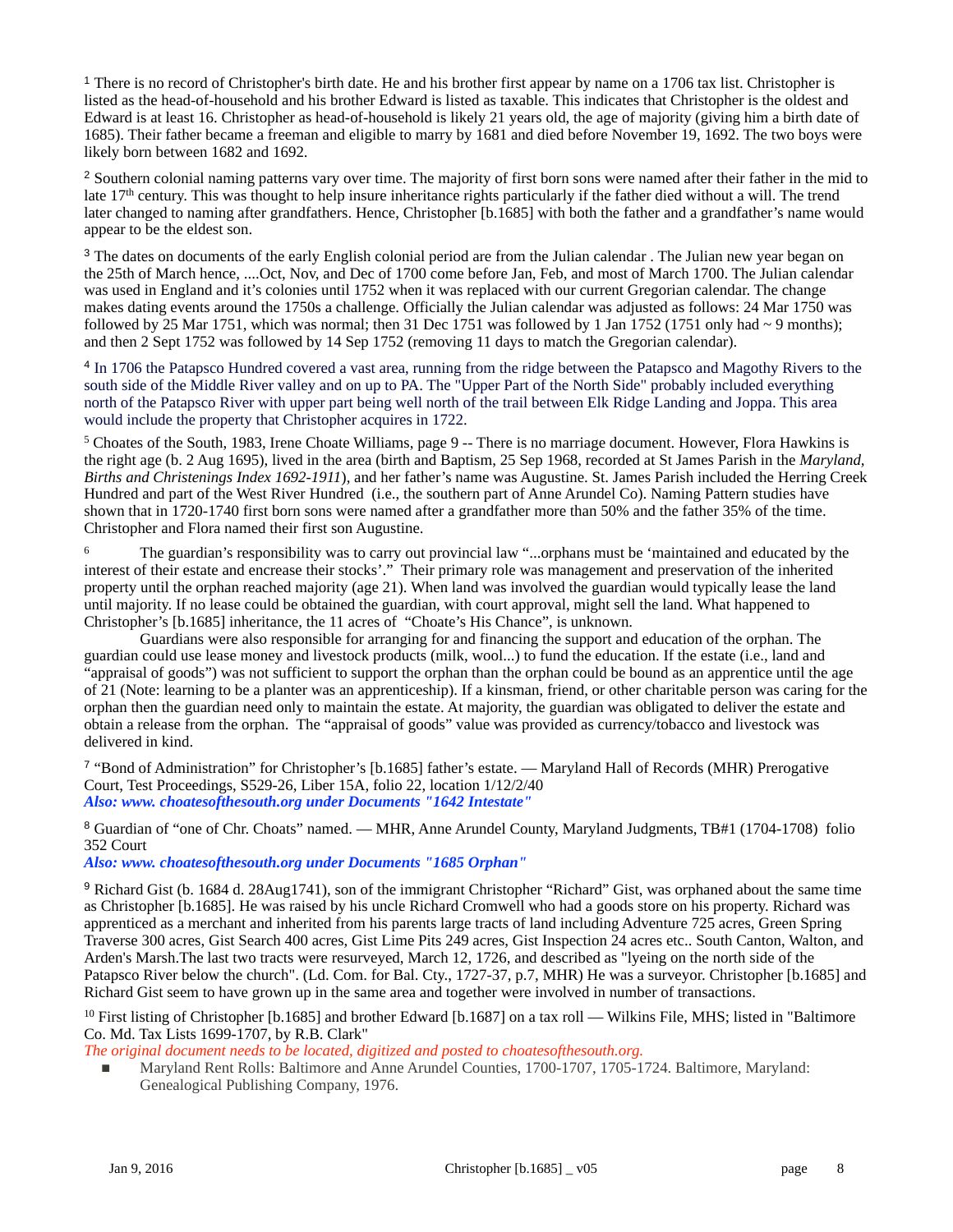[1] There is no record of Christopher's birth date. He and his brother first appear by name on a 1706 tax list. Christopher is listed as the head-of-household and his brother Edward is listed as taxable. This indicates that Christopher is the oldest and Edward is at least 16. Christopher as head-of-household is likely 21 years old, the age of majority (giving him a birth date of 1685). Their father became a freeman and eligible to marry by 1681 and died before November 19, 1692. The two boys were likely born between 1682 and 1692.

[2] Southern colonial naming patterns vary over time. The majority of first born sons were named after their father in the mid to late 17th century. This was thought to help insure inheritance rights particularly if the father died without a will. The trend later changed to naming after grandfathers. Hence, Christopher [b.1685] with both the father and a grandfather's name would appear to be the eldest son.

[3] The dates on documents of the early English colonial period are from the Julian calendar . The Julian new year began on the 25th of March hence, ....Oct, Nov, and Dec of 1700 come before Jan, Feb, and most of March 1700. The Julian calendar was used in England and it's colonies until 1752 when it was replaced with our current Gregorian calendar. The change makes dating events around the 1750s a challenge. Officially the Julian calendar was adjusted as follows: 24 Mar 1750 was followed by 25 Mar 1751, which was normal; then 31 Dec 1751 was followed by 1 Jan 1752 (1751 only had ~ 9 months); and then 2 Sept 1752 was followed by 14 Sep 1752 (removing 11 days to match the Gregorian calendar).

[4] In 1706 the Patapsco Hundred covered a vast area, running from the ridge between the Patapsco and Magothy Rivers to the south side of the Middle River valley and on up to PA. The "Upper Part of the North Side" probably included everything north of the Patapsco River with upper part being well north of the trail between Elk Ridge Landing and Joppa. This area would include the property that Christopher acquires in 1722.

[5] Choates of the South, 1983, Irene Choate Williams, page 9 -- There is no marriage document. However, Flora Hawkins is the right age (b. 2 Aug 1695), lived in the area (birth and Baptism, 25 Sep 1968, recorded at St James Parish in the *Maryland, Births and Christenings Index 1692-1911*), and her father's name was Augustine. St. James Parish included the Herring Creek Hundred and part of the West River Hundred (i.e., the southern part of Anne Arundel Co). Naming Pattern studies have shown that in 1720-1740 first born sons were named after a grandfather more than 50% and the father 35% of the time. Christopher and Flora named their first son Augustine.

[6] The guardian's responsibility was to carry out provincial law "...orphans must be 'maintained and educated by the interest of their estate and encrease their stocks'." Their primary role was management and preservation of the inherited property until the orphan reached majority (age 21). When land was involved the guardian would typically lease the land until majority. If no lease could be obtained the guardian, with court approval, might sell the land. What happened to Christopher's [b.1685] inheritance, the 11 acres of "Choate's His Chance", is unknown.

Guardians were also responsible for arranging for and financing the support and education of the orphan. The guardian could use lease money and livestock products (milk, wool...) to fund the education. If the estate (i.e., land and "appraisal of goods") was not sufficient to support the orphan than the orphan could be bound as an apprentice until the age of 21 (Note: learning to be a planter was an apprenticeship). If a kinsman, friend, or other charitable person was caring for the orphan then the guardian need only to maintain the estate. At majority, the guardian was obligated to deliver the estate and obtain a release from the orphan. The "appraisal of goods" value was provided as currency/tobacco and livestock was delivered in kind.

[7] "Bond of Administration" for Christopher's [b.1685] father's estate. — Maryland Hall of Records (MHR) Prerogative Court, Test Proceedings, S529-26, Liber 15A, folio 22, location 1/12/2/40
***Also: www. choatesofthesouth.org under Documents "1642 Intestate"***

[8] Guardian of "one of Chr. Choats" named. — MHR, Anne Arundel County, Maryland Judgments, TB#1 (1704-1708) folio 352 Court
***Also: www. choatesofthesouth.org under Documents "1685 Orphan"***

[9] Richard Gist (b. 1684 d. 28Aug1741), son of the immigrant Christopher "Richard" Gist, was orphaned about the same time as Christopher [b.1685]. He was raised by his uncle Richard Cromwell who had a goods store on his property. Richard was apprenticed as a merchant and inherited from his parents large tracts of land including Adventure 725 acres, Green Spring Traverse 300 acres, Gist Search 400 acres, Gist Lime Pits 249 acres, Gist Inspection 24 acres etc.. South Canton, Walton, and Arden's Marsh.The last two tracts were resurveyed, March 12, 1726, and described as "lyeing on the north side of the Patapsco River below the church". (Ld. Com. for Bal. Cty., 1727-37, p.7, MHR) He was a surveyor. Christopher [b.1685] and Richard Gist seem to have grown up in the same area and together were involved in number of transactions.

[10] First listing of Christopher [b.1685] and brother Edward [b.1687] on a tax roll — Wilkins File, MHS; listed in "Baltimore Co. Md. Tax Lists 1699-1707, by R.B. Clark"
*The original document needs to be located, digitized and posted to choatesofthesouth.org.*

- Maryland Rent Rolls: Baltimore and Anne Arundel Counties, 1700-1707, 1705-1724. Baltimore, Maryland: Genealogical Publishing Company, 1976.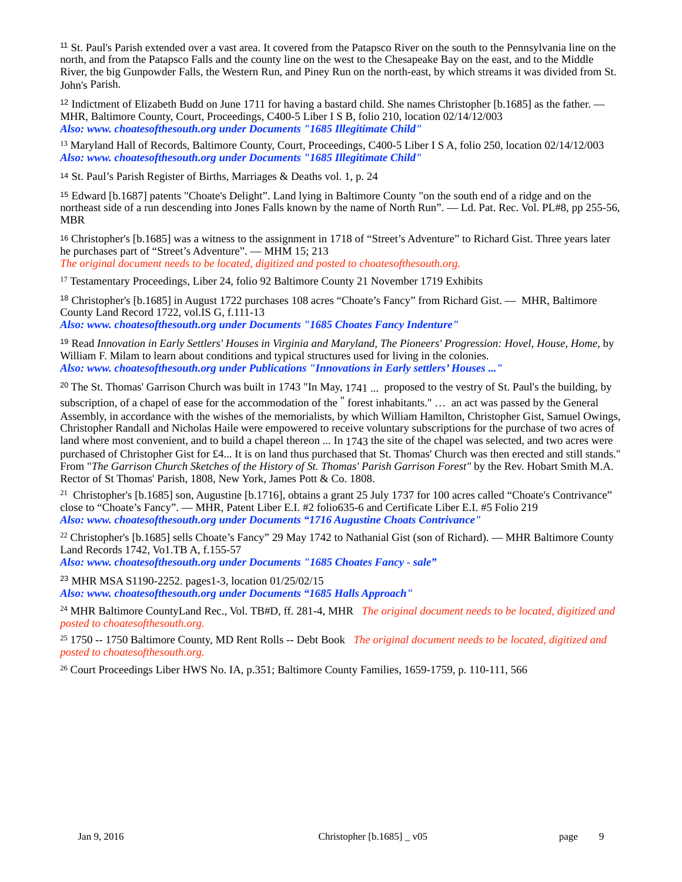[11] St. Paul's Parish extended over a vast area. It covered from the Patapsco River on the south to the Pennsylvania line on the north, and from the Patapsco Falls and the county line on the west to the Chesapeake Bay on the east, and to the Middle River, the big Gunpowder Falls, the Western Run, and Piney Run on the north-east, by which streams it was divided from St. John's Parish.

[12] Indictment of Elizabeth Budd on June 1711 for having a bastard child. She names Christopher [b.1685] as the father. — MHR, Baltimore County, Court, Proceedings, C400-5 Liber I S B, folio 210, location 02/14/12/003
***Also: www. choatesofthesouth.org under Documents "1685 Illegitimate Child"***

[13] Maryland Hall of Records, Baltimore County, Court, Proceedings, C400-5 Liber I S A, folio 250, location 02/14/12/003
***Also: www. choatesofthesouth.org under Documents "1685 Illegitimate Child"***

[14] St. Paul's Parish Register of Births, Marriages & Deaths vol. 1, p. 24

[15] Edward [b.1687] patents "Choate's Delight". Land lying in Baltimore County "on the south end of a ridge and on the northeast side of a run descending into Jones Falls known by the name of North Run". — Ld. Pat. Rec. Vol. PL#8, pp 255-56, MBR

[16] Christopher's [b.1685] was a witness to the assignment in 1718 of "Street's Adventure" to Richard Gist. Three years later he purchases part of "Street's Adventure". — MHM 15; 213
*The original document needs to be located, digitized and posted to choatesofthesouth.org.*

[17] Testamentary Proceedings, Liber 24, folio 92 Baltimore County 21 November 1719 Exhibits

[18] Christopher's [b.1685] in August 1722 purchases 108 acres "Choate's Fancy" from Richard Gist. — MHR, Baltimore County Land Record 1722, vol.IS G, f.111-13
***Also: www. choatesofthesouth.org under Documents "1685 Choates Fancy Indenture"***

[19] Read *Innovation in Early Settlers' Houses in Virginia and Maryland, The Pioneers' Progression: Hovel, House, Home,* by William F. Milam to learn about conditions and typical structures used for living in the colonies.
***Also: www. choatesofthesouth.org under Publications "Innovations in Early settlers' Houses ..."***

[20] The St. Thomas' Garrison Church was built in 1743 "In May, 1741 ... proposed to the vestry of St. Paul's the building, by subscription, of a chapel of ease for the accommodation of the " forest inhabitants." … an act was passed by the General Assembly, in accordance with the wishes of the memorialists, by which William Hamilton, Christopher Gist, Samuel Owings, Christopher Randall and Nicholas Haile were empowered to receive voluntary subscriptions for the purchase of two acres of land where most convenient, and to build a chapel thereon ... In 1743 the site of the chapel was selected, and two acres were purchased of Christopher Gist for £4... It is on land thus purchased that St. Thomas' Church was then erected and still stands." From "*The Garrison Church Sketches of the History of St. Thomas' Parish Garrison Forest"* by the Rev. Hobart Smith M.A. Rector of St Thomas' Parish, 1808, New York, James Pott & Co. 1808.

[21] Christopher's [b.1685] son, Augustine [b.1716], obtains a grant 25 July 1737 for 100 acres called "Choate's Contrivance" close to "Choate's Fancy". — MHR, Patent Liber E.I. #2 folio635-6 and Certificate Liber E.I. #5 Folio 219
***Also: www. choatesofthesouth.org under Documents "1716 Augustine Choats Contrivance"***

[22] Christopher's [b.1685] sells Choate's Fancy" 29 May 1742 to Nathanial Gist (son of Richard). — MHR Baltimore County Land Records 1742, Vo1.TB A, f.155-57
***Also: www. choatesofthesouth.org under Documents "1685 Choates Fancy - sale"***

[23] MHR MSA S1190-2252. pages1-3, location 01/25/02/15
***Also: www. choatesofthesouth.org under Documents "1685 Halls Approach"***

[24] MHR Baltimore CountyLand Rec., Vol. TB#D, ff. 281-4, MHR *The original document needs to be located, digitized and posted to choatesofthesouth.org.*

[25] 1750 -- 1750 Baltimore County, MD Rent Rolls -- Debt Book *The original document needs to be located, digitized and posted to choatesofthesouth.org.*

[26] Court Proceedings Liber HWS No. IA, p.351; Baltimore County Families, 1659-1759, p. 110-111, 566